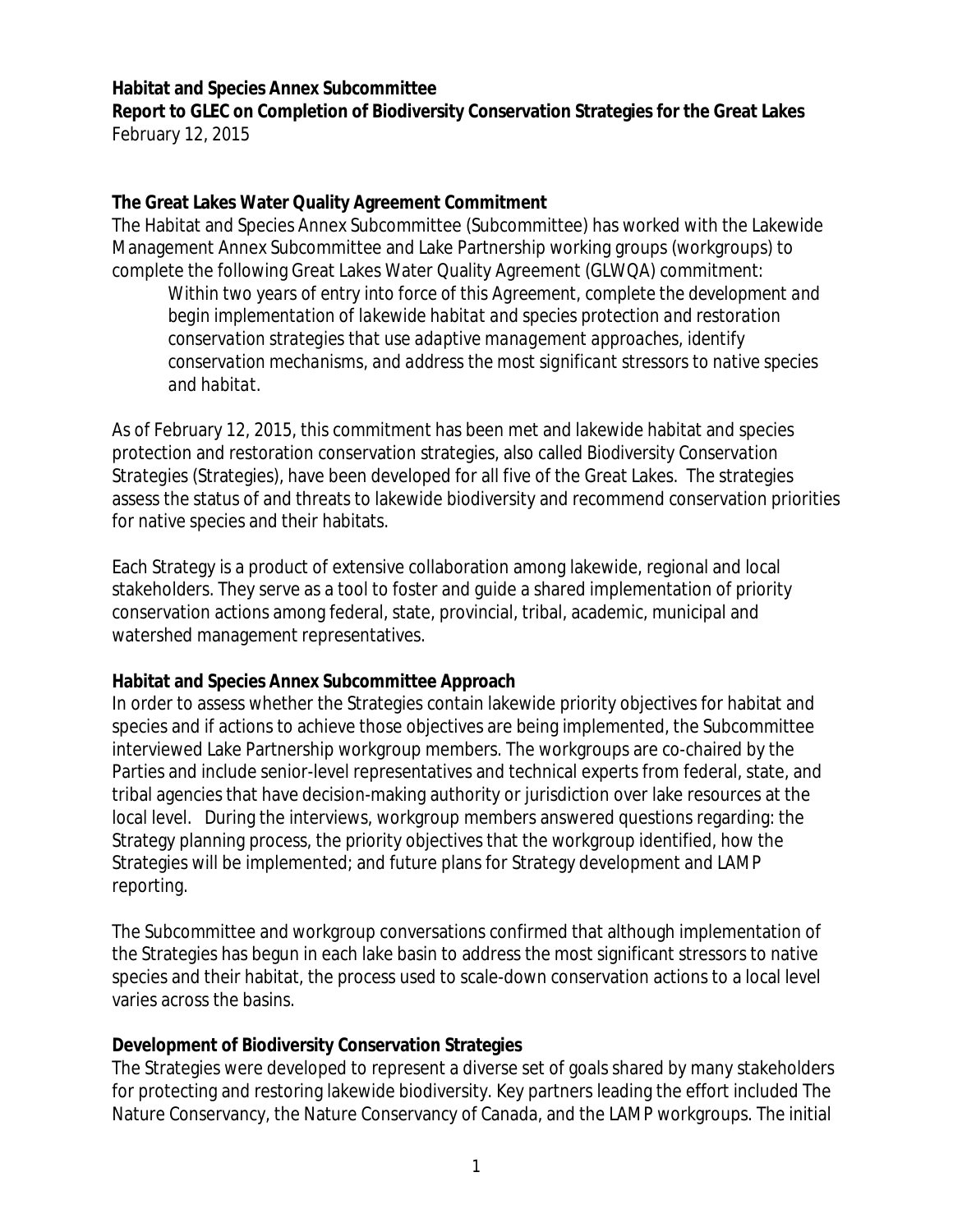**Habitat and Species Annex Subcommittee**

**Report to GLEC on Completion of Biodiversity Conservation Strategies for the Great Lakes**

February 12, 2015

## The Great Lakes Water Quality Agreement Commitment

The Habitat and Species Annex Subcommittee (Subcommittee) has worked with the Lakewide Management Annex Subcommittee and Lake Partnership working groups (workgroups) to complete the following Great Lakes Water Quality Agreement (GLWQA) commitment:

> *Within two years of entry into force of this Agreement, complete the development and begin implementation of lakewide habitat and species protection and restoration conservation strategies that use adaptive management approaches, identify conservation mechanisms, and address the most significant stressors to native species and habitat.*

As of February 12, 2015, this commitment has been met and lakewide habitat and species protection and restoration conservation strategies, also called Biodiversity Conservation Strategies (Strategies), have been developed for all five of the Great Lakes. The strategies assess the status of and threats to lakewide biodiversity and recommend conservation priorities for native species and their habitats.

Each Strategy is a product of extensive collaboration among lakewide, regional and local stakeholders. They serve as a tool to foster and guide a shared implementation of priority conservation actions among federal, state, provincial, tribal, academic, municipal and watershed management representatives.

## Habitat and Species Annex Subcommittee Approach

In order to assess whether the Strategies contain lakewide priority objectives for habitat and species and if actions to achieve those objectives are being implemented, the Subcommittee interviewed Lake Partnership workgroup members. The workgroups are co-chaired by the Parties and include senior-level representatives and technical experts from federal, state, and tribal agencies that have decision-making authority or jurisdiction over lake resources at the local level. During the interviews, workgroup members answered questions regarding: the Strategy planning process, the priority objectives that the workgroup identified, how the Strategies will be implemented; and future plans for Strategy development and LAMP reporting.

The Subcommittee and workgroup conversations confirmed that although implementation of the Strategies has begun in each lake basin to address the most significant stressors to native species and their habitat, the process used to scale-down conservation actions to a local level varies across the basins.

## Development of Biodiversity Conservation Strategies

The Strategies were developed to represent a diverse set of goals shared by many stakeholders for protecting and restoring lakewide biodiversity. Key partners leading the effort included The Nature Conservancy, the Nature Conservancy of Canada, and the LAMP workgroups. The initial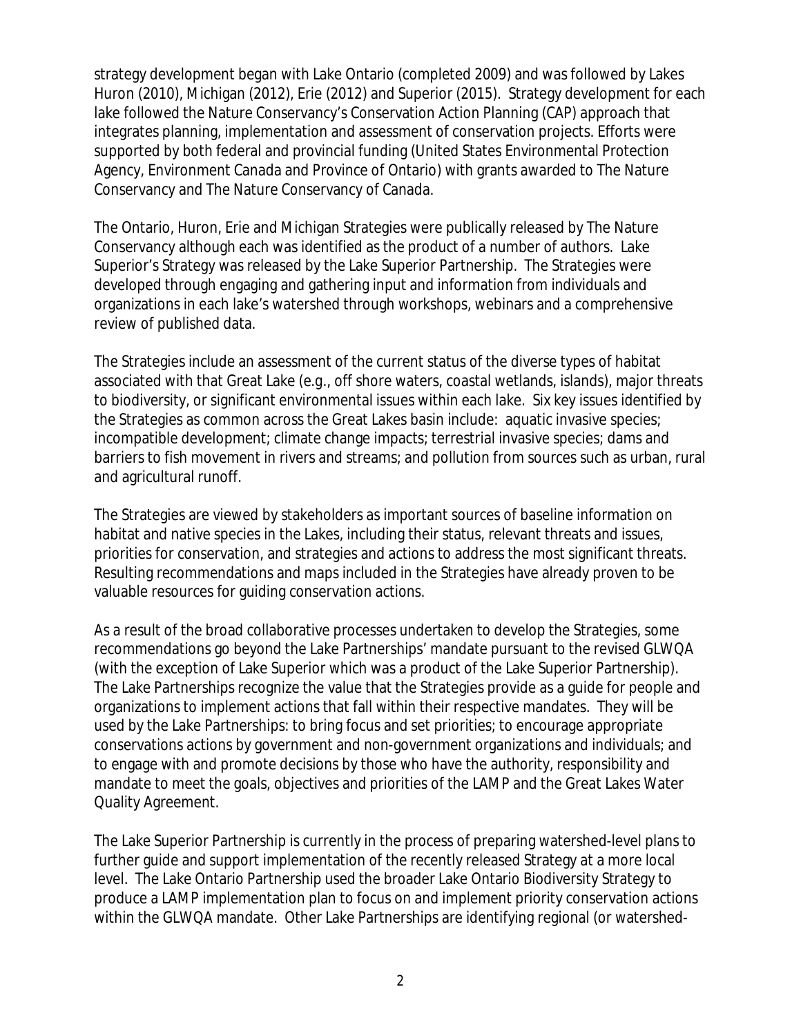strategy development began with Lake Ontario (completed 2009) and was followed by Lakes Huron (2010), Michigan (2012), Erie (2012) and Superior (2015). Strategy development for each lake followed the Nature Conservancy's Conservation Action Planning (CAP) approach that integrates planning, implementation and assessment of conservation projects. Efforts were supported by both federal and provincial funding (United States Environmental Protection Agency, Environment Canada and Province of Ontario) with grants awarded to The Nature Conservancy and The Nature Conservancy of Canada.

The Ontario, Huron, Erie and Michigan Strategies were publically released by The Nature Conservancy although each was identified as the product of a number of authors. Lake Superior's Strategy was released by the Lake Superior Partnership. The Strategies were developed through engaging and gathering input and information from individuals and organizations in each lake's watershed through workshops, webinars and a comprehensive review of published data.

The Strategies include an assessment of the current status of the diverse types of habitat associated with that Great Lake (e.g., off shore waters, coastal wetlands, islands), major threats to biodiversity, or significant environmental issues within each lake. Six key issues identified by the Strategies as common across the Great Lakes basin include: aquatic invasive species; incompatible development; climate change impacts; terrestrial invasive species; dams and barriers to fish movement in rivers and streams; and pollution from sources such as urban, rural and agricultural runoff.

The Strategies are viewed by stakeholders as important sources of baseline information on habitat and native species in the Lakes, including their status, relevant threats and issues, priorities for conservation, and strategies and actions to address the most significant threats. Resulting recommendations and maps included in the Strategies have already proven to be valuable resources for guiding conservation actions.

As a result of the broad collaborative processes undertaken to develop the Strategies, some recommendations go beyond the Lake Partnerships' mandate pursuant to the revised GLWQA (with the exception of Lake Superior which was a product of the Lake Superior Partnership). The Lake Partnerships recognize the value that the Strategies provide as a guide for people and organizations to implement actions that fall within their respective mandates. They will be used by the Lake Partnerships: to bring focus and set priorities; to encourage appropriate conservations actions by government and non-government organizations and individuals; and to engage with and promote decisions by those who have the authority, responsibility and mandate to meet the goals, objectives and priorities of the LAMP and the Great Lakes Water Quality Agreement.

The Lake Superior Partnership is currently in the process of preparing watershed-level plans to further guide and support implementation of the recently released Strategy at a more local level. The Lake Ontario Partnership used the broader Lake Ontario Biodiversity Strategy to produce a LAMP implementation plan to focus on and implement priority conservation actions within the GLWQA mandate. Other Lake Partnerships are identifying regional (or watershed-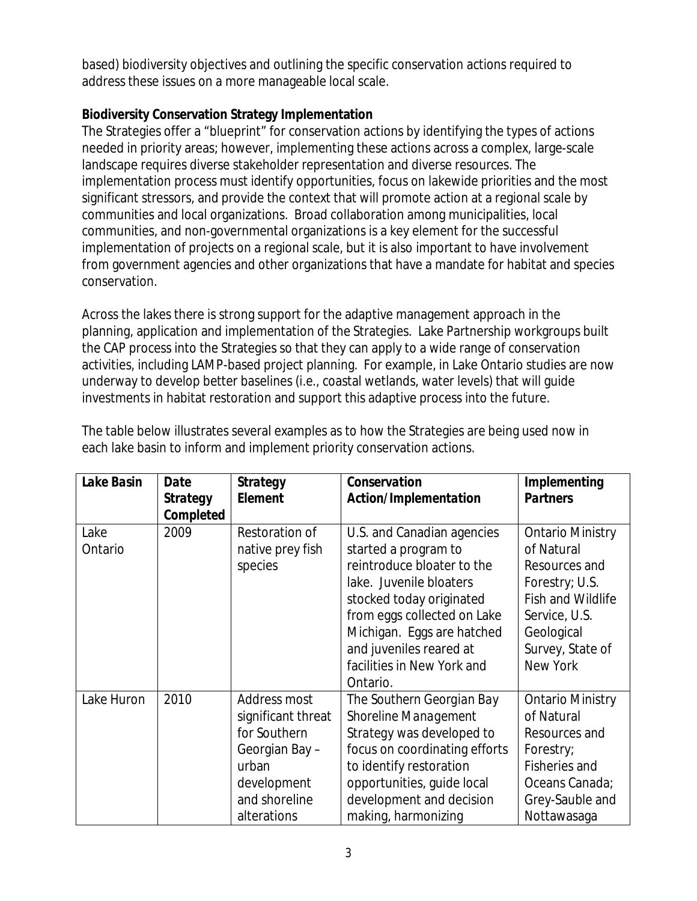based) biodiversity objectives and outlining the specific conservation actions required to address these issues on a more manageable local scale.

**Biodiversity Conservation Strategy Implementation**

The Strategies offer a "blueprint" for conservation actions by identifying the types of actions needed in priority areas; however, implementing these actions across a complex, large-scale landscape requires diverse stakeholder representation and diverse resources. The implementation process must identify opportunities, focus on lakewide priorities and the most significant stressors, and provide the context that will promote action at a regional scale by communities and local organizations. Broad collaboration among municipalities, local communities, and non-governmental organizations is a key element for the successful implementation of projects on a regional scale, but it is also important to have involvement from government agencies and other organizations that have a mandate for habitat and species conservation.

Across the lakes there is strong support for the adaptive management approach in the planning, application and implementation of the Strategies. Lake Partnership workgroups built the CAP process into the Strategies so that they can apply to a wide range of conservation activities, including LAMP-based project planning. For example, in Lake Ontario studies are now underway to develop better baselines (i.e., coastal wetlands, water levels) that will guide investments in habitat restoration and support this adaptive process into the future.

The table below illustrates several examples as to how the Strategies are being used now in each lake basin to inform and implement priority conservation actions.

| Lake Basin | Date Strategy Completed | Strategy Element | Conservation Action/Implementation | Implementing Partners |
|---|---|---|---|---|
| Lake Ontario | 2009 | Restoration of native prey fish species | U.S. and Canadian agencies started a program to reintroduce bloater to the lake. Juvenile bloaters stocked today originated from eggs collected on Lake Michigan. Eggs are hatched and juveniles reared at facilities in New York and Ontario. | Ontario Ministry of Natural Resources and Forestry; U.S. Fish and Wildlife Service, U.S. Geological Survey, State of New York |
| Lake Huron | 2010 | Address most significant threat for Southern Georgian Bay – urban development and shoreline alterations | The Southern Georgian Bay Shoreline Management Strategy was developed to focus on coordinating efforts to identify restoration opportunities, guide local development and decision making, harmonizing | Ontario Ministry of Natural Resources and Forestry; Fisheries and Oceans Canada; Grey-Sauble and Nottawasaga |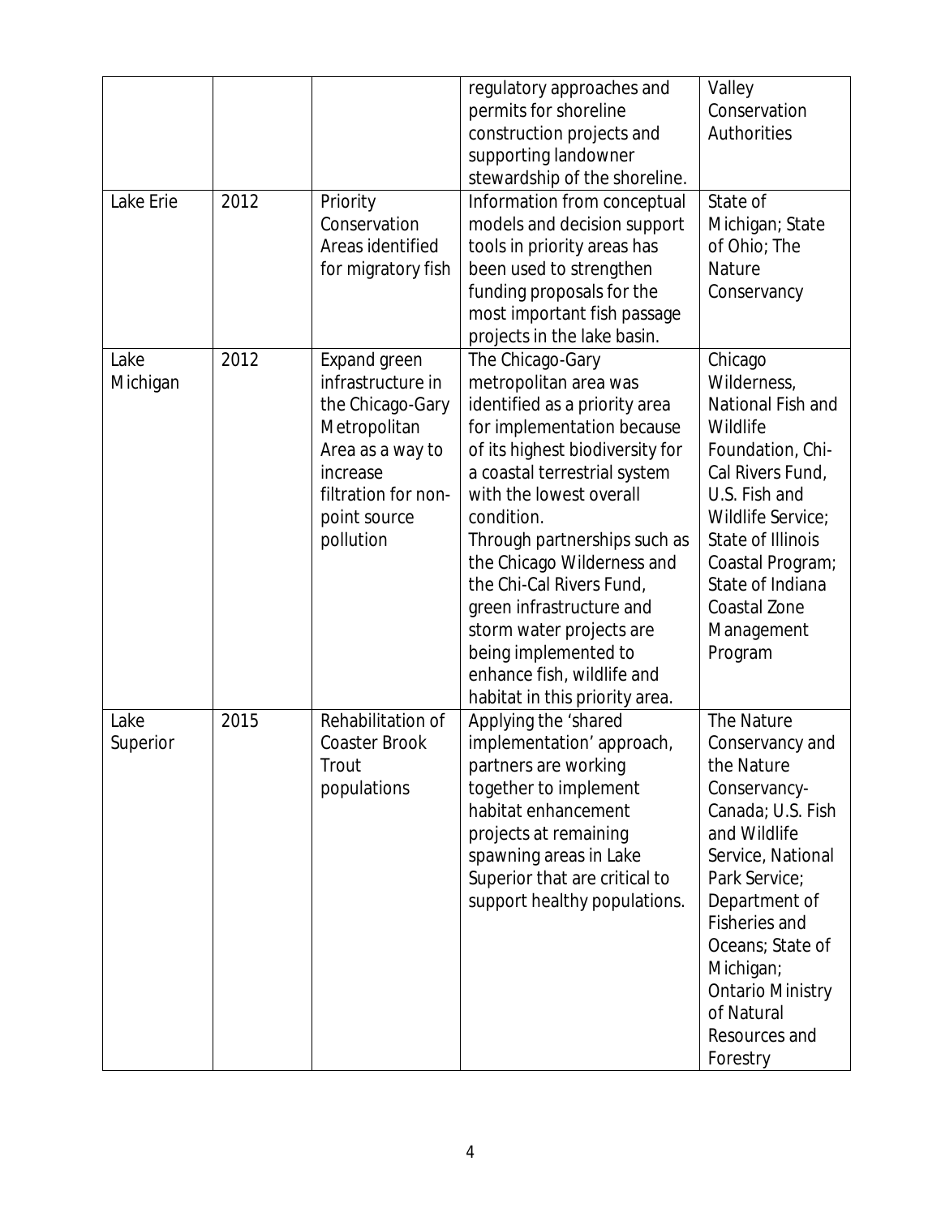| | | | | |
|---|---|---|---|---|
| | | | regulatory approaches and permits for shoreline construction projects and supporting landowner stewardship of the shoreline. | Valley Conservation Authorities |
| Lake Erie | 2012 | Priority Conservation Areas identified for migratory fish | Information from conceptual models and decision support tools in priority areas has been used to strengthen funding proposals for the most important fish passage projects in the lake basin. | State of Michigan; State of Ohio; The Nature Conservancy |
| Lake Michigan | 2012 | Expand green infrastructure in the Chicago-Gary Metropolitan Area as a way to increase filtration for non-point source pollution | The Chicago-Gary metropolitan area was identified as a priority area for implementation because of its highest biodiversity for a coastal terrestrial system with the lowest overall condition.<br>Through partnerships such as the Chicago Wilderness and the Chi-Cal Rivers Fund, green infrastructure and storm water projects are being implemented to enhance fish, wildlife and habitat in this priority area. | Chicago Wilderness, National Fish and Wildlife Foundation, Chi-Cal Rivers Fund, U.S. Fish and Wildlife Service; State of Illinois Coastal Program; State of Indiana Coastal Zone Management Program |
| Lake Superior | 2015 | Rehabilitation of Coaster Brook Trout populations | Applying the 'shared implementation' approach, partners are working together to implement habitat enhancement projects at remaining spawning areas in Lake Superior that are critical to support healthy populations. | The Nature Conservancy and the Nature Conservancy-Canada; U.S. Fish and Wildlife Service, National Park Service; Department of Fisheries and Oceans; State of Michigan; Ontario Ministry of Natural Resources and Forestry |